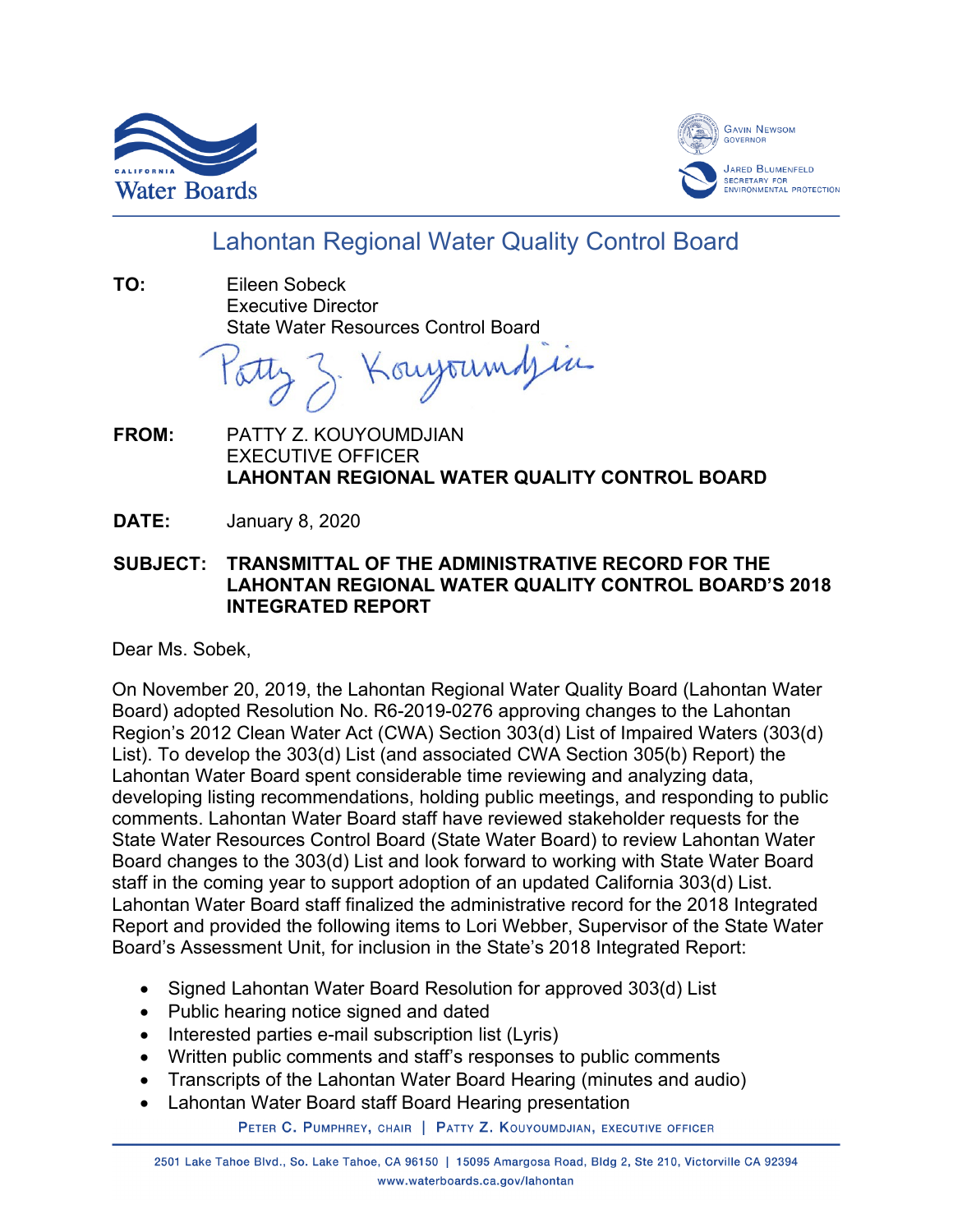# Lahontan Regional Water Quality Control Board

**TO:** Eileen Sobeck
Executive Director
State Water Resources Control Board

Patty Z. Kouyoumdjian

**FROM:** PATTY Z. KOUYOUMDJIAN
EXECUTIVE OFFICER
**LAHONTAN REGIONAL WATER QUALITY CONTROL BOARD**

**DATE:** January 8, 2020

**SUBJECT: TRANSMITTAL OF THE ADMINISTRATIVE RECORD FOR THE LAHONTAN REGIONAL WATER QUALITY CONTROL BOARD'S 2018 INTEGRATED REPORT**

Dear Ms. Sobek,

On November 20, 2019, the Lahontan Regional Water Quality Board (Lahontan Water Board) adopted Resolution No. R6-2019-0276 approving changes to the Lahontan Region's 2012 Clean Water Act (CWA) Section 303(d) List of Impaired Waters (303(d) List). To develop the 303(d) List (and associated CWA Section 305(b) Report) the Lahontan Water Board spent considerable time reviewing and analyzing data, developing listing recommendations, holding public meetings, and responding to public comments. Lahontan Water Board staff have reviewed stakeholder requests for the State Water Resources Control Board (State Water Board) to review Lahontan Water Board changes to the 303(d) List and look forward to working with State Water Board staff in the coming year to support adoption of an updated California 303(d) List. Lahontan Water Board staff finalized the administrative record for the 2018 Integrated Report and provided the following items to Lori Webber, Supervisor of the State Water Board's Assessment Unit, for inclusion in the State's 2018 Integrated Report:

- Signed Lahontan Water Board Resolution for approved 303(d) List
- Public hearing notice signed and dated
- Interested parties e-mail subscription list (Lyris)
- Written public comments and staff's responses to public comments
- Transcripts of the Lahontan Water Board Hearing (minutes and audio)
- Lahontan Water Board staff Board Hearing presentation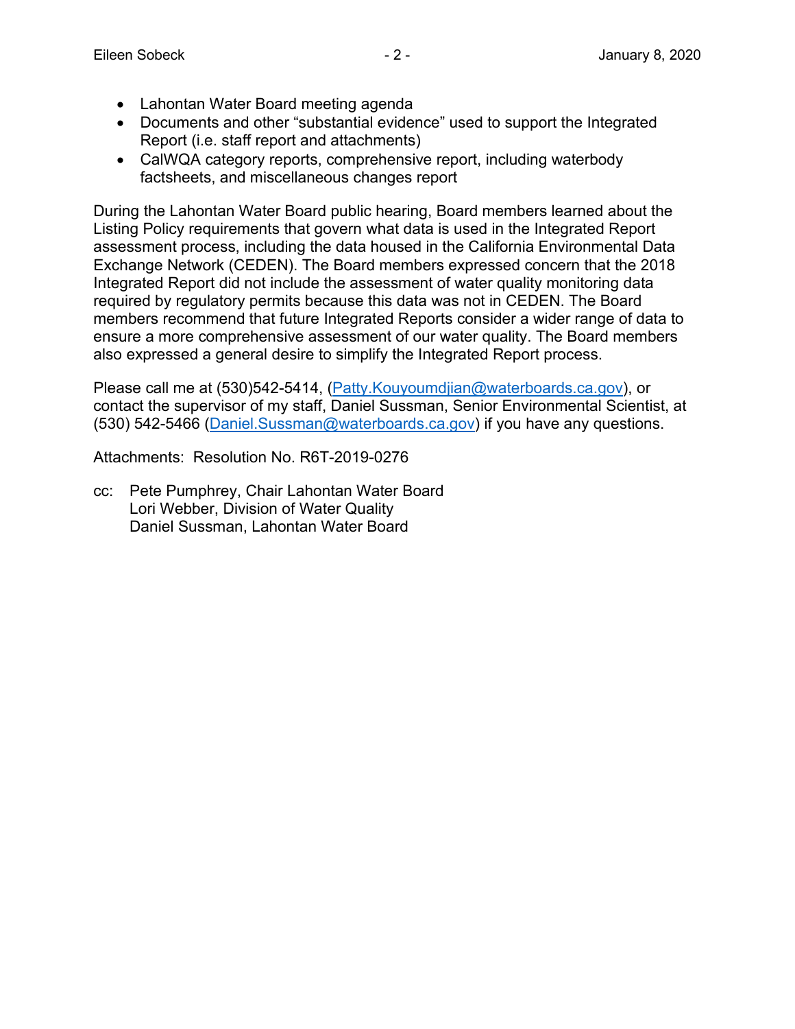- Lahontan Water Board meeting agenda
- Documents and other "substantial evidence" used to support the Integrated Report (i.e. staff report and attachments)
- CalWQA category reports, comprehensive report, including waterbody factsheets, and miscellaneous changes report

During the Lahontan Water Board public hearing, Board members learned about the Listing Policy requirements that govern what data is used in the Integrated Report assessment process, including the data housed in the California Environmental Data Exchange Network (CEDEN). The Board members expressed concern that the 2018 Integrated Report did not include the assessment of water quality monitoring data required by regulatory permits because this data was not in CEDEN. The Board members recommend that future Integrated Reports consider a wider range of data to ensure a more comprehensive assessment of our water quality. The Board members also expressed a general desire to simplify the Integrated Report process.

Please call me at (530)542-5414, (Patty.Kouyoumdjian@waterboards.ca.gov), or contact the supervisor of my staff, Daniel Sussman, Senior Environmental Scientist, at (530) 542-5466 (Daniel.Sussman@waterboards.ca.gov) if you have any questions.

Attachments: Resolution No. R6T-2019-0276

cc: Pete Pumphrey, Chair Lahontan Water Board
Lori Webber, Division of Water Quality
Daniel Sussman, Lahontan Water Board